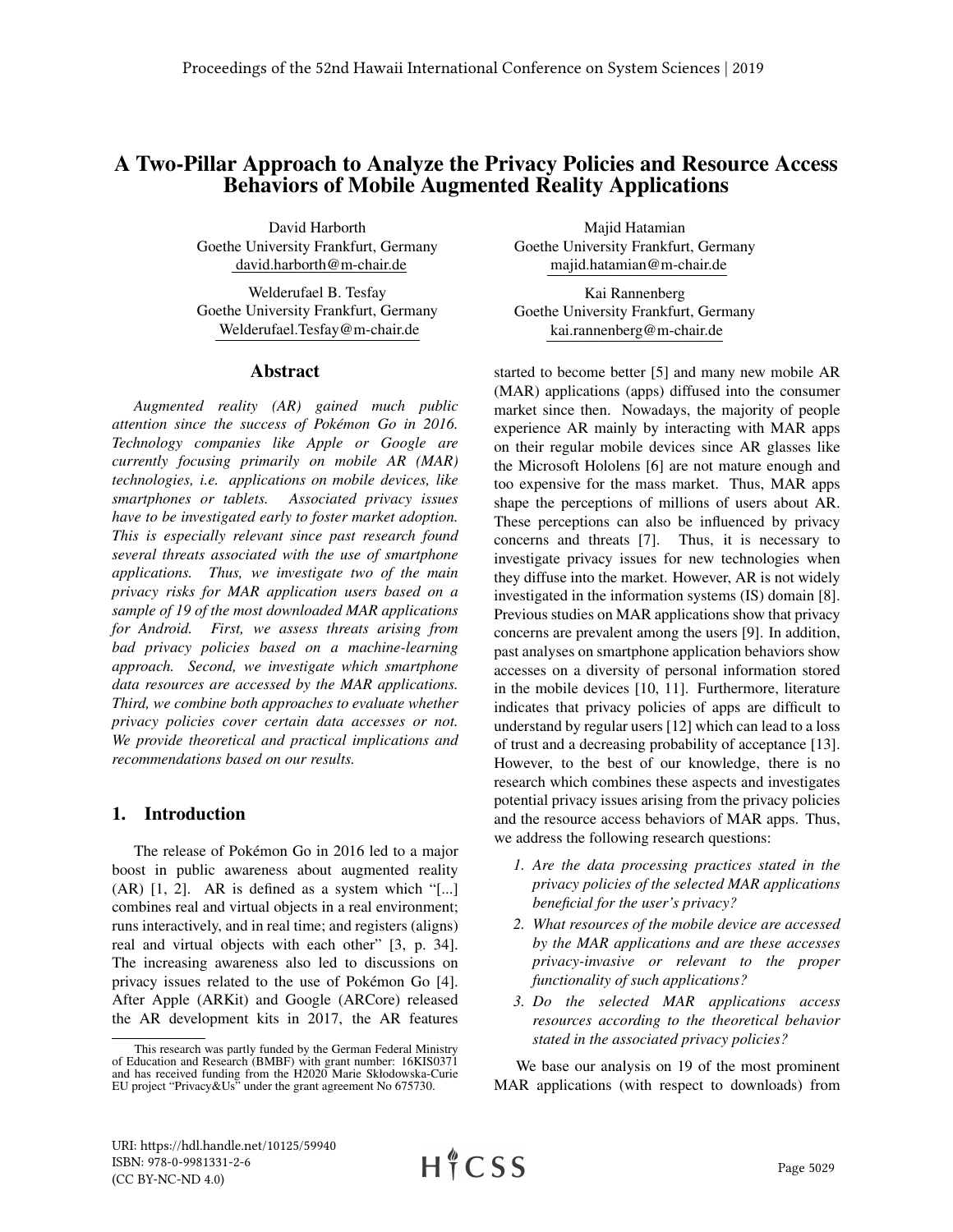# A Two-Pillar Approach to Analyze the Privacy Policies and Resource Access Behaviors of Mobile Augmented Reality Applications

David Harborth
Goethe University Frankfurt, Germany
david.harborth@m-chair.de

Majid Hatamian
Goethe University Frankfurt, Germany
majid.hatamian@m-chair.de

Welderufael B. Tesfay
Goethe University Frankfurt, Germany
Welderufael.Tesfay@m-chair.de

Kai Rannenberg
Goethe University Frankfurt, Germany
kai.rannenberg@m-chair.de

## Abstract

*Augmented reality (AR) gained much public attention since the success of Pokémon Go in 2016. Technology companies like Apple or Google are currently focusing primarily on mobile AR (MAR) technologies, i.e. applications on mobile devices, like smartphones or tablets. Associated privacy issues have to be investigated early to foster market adoption. This is especially relevant since past research found several threats associated with the use of smartphone applications. Thus, we investigate two of the main privacy risks for MAR application users based on a sample of 19 of the most downloaded MAR applications for Android. First, we assess threats arising from bad privacy policies based on a machine-learning approach. Second, we investigate which smartphone data resources are accessed by the MAR applications. Third, we combine both approaches to evaluate whether privacy policies cover certain data accesses or not. We provide theoretical and practical implications and recommendations based on our results.*

## 1. Introduction

The release of Pokémon Go in 2016 led to a major boost in public awareness about augmented reality (AR) [1, 2]. AR is defined as a system which "[...] combines real and virtual objects in a real environment; runs interactively, and in real time; and registers (aligns) real and virtual objects with each other" [3, p. 34]. The increasing awareness also led to discussions on privacy issues related to the use of Pokémon Go [4]. After Apple (ARKit) and Google (ARCore) released the AR development kits in 2017, the AR features started to become better [5] and many new mobile AR (MAR) applications (apps) diffused into the consumer market since then. Nowadays, the majority of people experience AR mainly by interacting with MAR apps on their regular mobile devices since AR glasses like the Microsoft Hololens [6] are not mature enough and too expensive for the mass market. Thus, MAR apps shape the perceptions of millions of users about AR. These perceptions can also be influenced by privacy concerns and threats [7]. Thus, it is necessary to investigate privacy issues for new technologies when they diffuse into the market. However, AR is not widely investigated in the information systems (IS) domain [8]. Previous studies on MAR applications show that privacy concerns are prevalent among the users [9]. In addition, past analyses on smartphone application behaviors show accesses on a diversity of personal information stored in the mobile devices [10, 11]. Furthermore, literature indicates that privacy policies of apps are difficult to understand by regular users [12] which can lead to a loss of trust and a decreasing probability of acceptance [13]. However, to the best of our knowledge, there is no research which combines these aspects and investigates potential privacy issues arising from the privacy policies and the resource access behaviors of MAR apps. Thus, we address the following research questions:

1. *Are the data processing practices stated in the privacy policies of the selected MAR applications beneficial for the user's privacy?*
2. *What resources of the mobile device are accessed by the MAR applications and are these accesses privacy-invasive or relevant to the proper functionality of such applications?*
3. *Do the selected MAR applications access resources according to the theoretical behavior stated in the associated privacy policies?*

We base our analysis on 19 of the most prominent MAR applications (with respect to downloads) from

---

This research was partly funded by the German Federal Ministry of Education and Research (BMBF) with grant number: 16KIS0371 and has received funding from the H2020 Marie Skłodowska-Curie EU project "Privacy&Us" under the grant agreement No 675730.

URI: https://hdl.handle.net/10125/59940
ISBN: 978-0-9981331-2-6
(CC BY-NC-ND 4.0)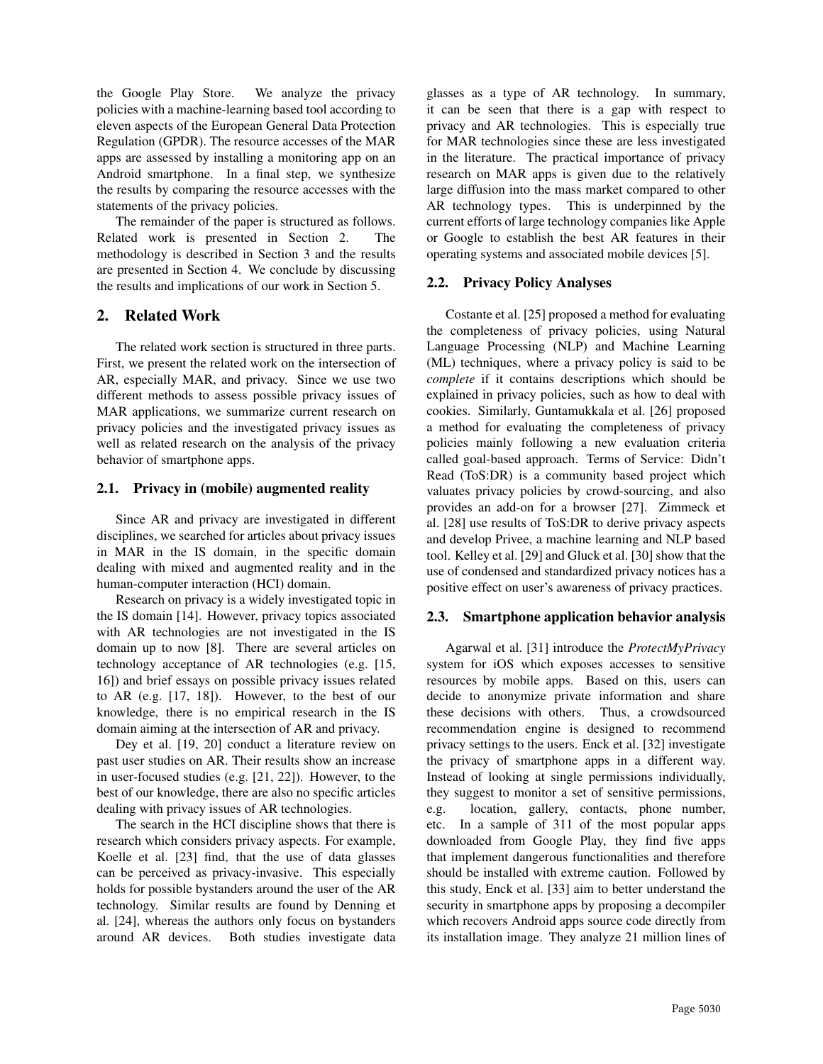the Google Play Store. We analyze the privacy policies with a machine-learning based tool according to eleven aspects of the European General Data Protection Regulation (GPDR). The resource accesses of the MAR apps are assessed by installing a monitoring app on an Android smartphone. In a final step, we synthesize the results by comparing the resource accesses with the statements of the privacy policies.

The remainder of the paper is structured as follows. Related work is presented in Section 2. The methodology is described in Section 3 and the results are presented in Section 4. We conclude by discussing the results and implications of our work in Section 5.

## 2. Related Work

The related work section is structured in three parts. First, we present the related work on the intersection of AR, especially MAR, and privacy. Since we use two different methods to assess possible privacy issues of MAR applications, we summarize current research on privacy policies and the investigated privacy issues as well as related research on the analysis of the privacy behavior of smartphone apps.

### 2.1. Privacy in (mobile) augmented reality

Since AR and privacy are investigated in different disciplines, we searched for articles about privacy issues in MAR in the IS domain, in the specific domain dealing with mixed and augmented reality and in the human-computer interaction (HCI) domain.

Research on privacy is a widely investigated topic in the IS domain [14]. However, privacy topics associated with AR technologies are not investigated in the IS domain up to now [8]. There are several articles on technology acceptance of AR technologies (e.g. [15, 16]) and brief essays on possible privacy issues related to AR (e.g. [17, 18]). However, to the best of our knowledge, there is no empirical research in the IS domain aiming at the intersection of AR and privacy.

Dey et al. [19, 20] conduct a literature review on past user studies on AR. Their results show an increase in user-focused studies (e.g. [21, 22]). However, to the best of our knowledge, there are also no specific articles dealing with privacy issues of AR technologies.

The search in the HCI discipline shows that there is research which considers privacy aspects. For example, Koelle et al. [23] find, that the use of data glasses can be perceived as privacy-invasive. This especially holds for possible bystanders around the user of the AR technology. Similar results are found by Denning et al. [24], whereas the authors only focus on bystanders around AR devices. Both studies investigate data glasses as a type of AR technology. In summary, it can be seen that there is a gap with respect to privacy and AR technologies. This is especially true for MAR technologies since these are less investigated in the literature. The practical importance of privacy research on MAR apps is given due to the relatively large diffusion into the mass market compared to other AR technology types. This is underpinned by the current efforts of large technology companies like Apple or Google to establish the best AR features in their operating systems and associated mobile devices [5].

### 2.2. Privacy Policy Analyses

Costante et al. [25] proposed a method for evaluating the completeness of privacy policies, using Natural Language Processing (NLP) and Machine Learning (ML) techniques, where a privacy policy is said to be *complete* if it contains descriptions which should be explained in privacy policies, such as how to deal with cookies. Similarly, Guntamukkala et al. [26] proposed a method for evaluating the completeness of privacy policies mainly following a new evaluation criteria called goal-based approach. Terms of Service: Didn't Read (ToS:DR) is a community based project which valuates privacy policies by crowd-sourcing, and also provides an add-on for a browser [27]. Zimmeck et al. [28] use results of ToS:DR to derive privacy aspects and develop Privee, a machine learning and NLP based tool. Kelley et al. [29] and Gluck et al. [30] show that the use of condensed and standardized privacy notices has a positive effect on user's awareness of privacy practices.

### 2.3. Smartphone application behavior analysis

Agarwal et al. [31] introduce the *ProtectMyPrivacy* system for iOS which exposes accesses to sensitive resources by mobile apps. Based on this, users can decide to anonymize private information and share these decisions with others. Thus, a crowdsourced recommendation engine is designed to recommend privacy settings to the users. Enck et al. [32] investigate the privacy of smartphone apps in a different way. Instead of looking at single permissions individually, they suggest to monitor a set of sensitive permissions, e.g. location, gallery, contacts, phone number, etc. In a sample of 311 of the most popular apps downloaded from Google Play, they find five apps that implement dangerous functionalities and therefore should be installed with extreme caution. Followed by this study, Enck et al. [33] aim to better understand the security in smartphone apps by proposing a decompiler which recovers Android apps source code directly from its installation image. They analyze 21 million lines of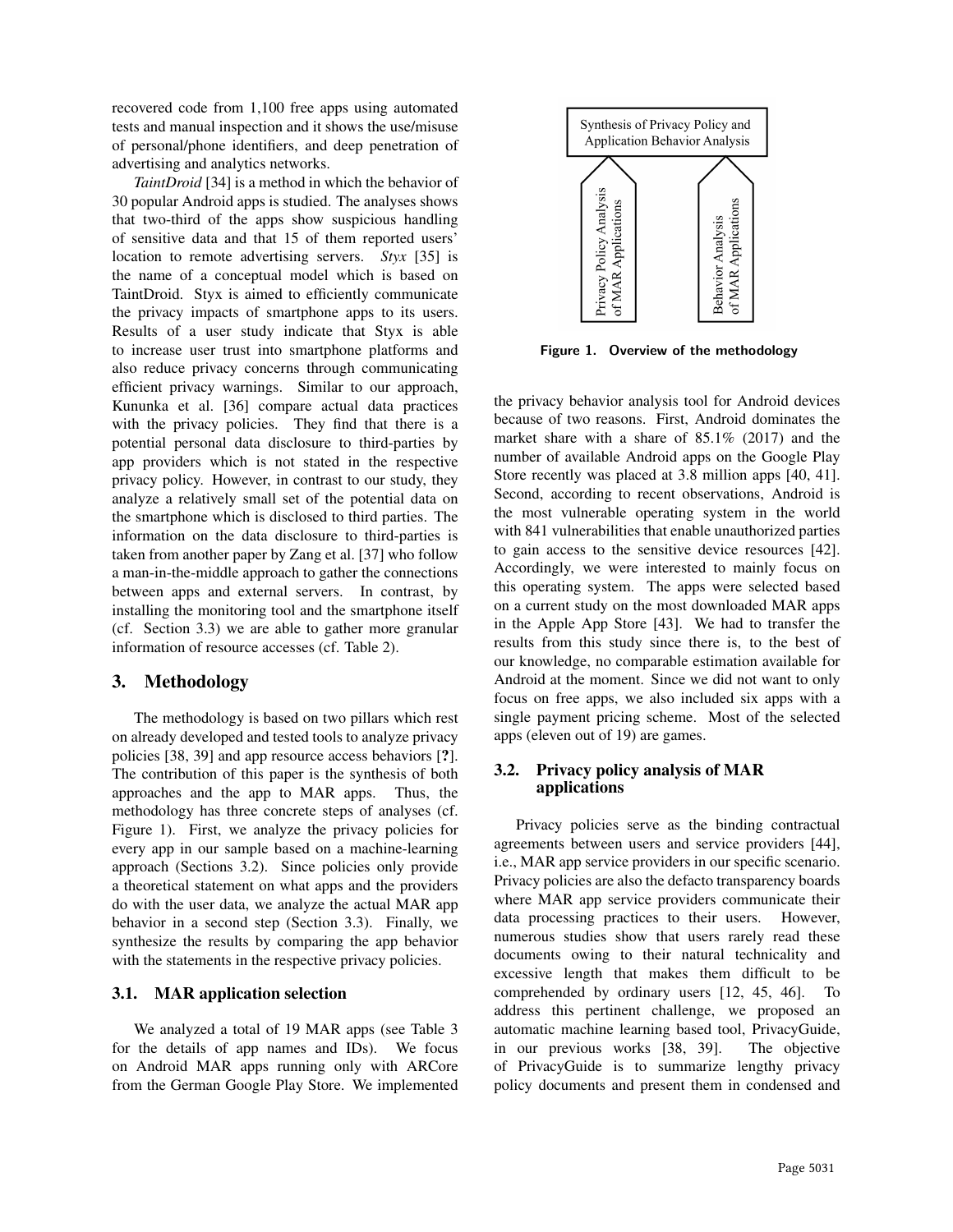recovered code from 1,100 free apps using automated tests and manual inspection and it shows the use/misuse of personal/phone identifiers, and deep penetration of advertising and analytics networks.

*TaintDroid* [34] is a method in which the behavior of 30 popular Android apps is studied. The analyses shows that two-third of the apps show suspicious handling of sensitive data and that 15 of them reported users' location to remote advertising servers. *Styx* [35] is the name of a conceptual model which is based on TaintDroid. Styx is aimed to efficiently communicate the privacy impacts of smartphone apps to its users. Results of a user study indicate that Styx is able to increase user trust into smartphone platforms and also reduce privacy concerns through communicating efficient privacy warnings. Similar to our approach, Kununka et al. [36] compare actual data practices with the privacy policies. They find that there is a potential personal data disclosure to third-parties by app providers which is not stated in the respective privacy policy. However, in contrast to our study, they analyze a relatively small set of the potential data on the smartphone which is disclosed to third parties. The information on the data disclosure to third-parties is taken from another paper by Zang et al. [37] who follow a man-in-the-middle approach to gather the connections between apps and external servers. In contrast, by installing the monitoring tool and the smartphone itself (cf. Section 3.3) we are able to gather more granular information of resource accesses (cf. Table 2).

## 3. Methodology

The methodology is based on two pillars which rest on already developed and tested tools to analyze privacy policies [38, 39] and app resource access behaviors [**?**]. The contribution of this paper is the synthesis of both approaches and the app to MAR apps. Thus, the methodology has three concrete steps of analyses (cf. Figure 1). First, we analyze the privacy policies for every app in our sample based on a machine-learning approach (Sections 3.2). Since policies only provide a theoretical statement on what apps and the providers do with the user data, we analyze the actual MAR app behavior in a second step (Section 3.3). Finally, we synthesize the results by comparing the app behavior with the statements in the respective privacy policies.

### 3.1. MAR application selection

We analyzed a total of 19 MAR apps (see Table 3 for the details of app names and IDs). We focus on Android MAR apps running only with ARCore from the German Google Play Store. We implemented the privacy behavior analysis tool for Android devices because of two reasons. First, Android dominates the market share with a share of 85.1% (2017) and the number of available Android apps on the Google Play Store recently was placed at 3.8 million apps [40, 41]. Second, according to recent observations, Android is the most vulnerable operating system in the world with 841 vulnerabilities that enable unauthorized parties to gain access to the sensitive device resources [42]. Accordingly, we were interested to mainly focus on this operating system. The apps were selected based on a current study on the most downloaded MAR apps in the Apple App Store [43]. We had to transfer the results from this study since there is, to the best of our knowledge, no comparable estimation available for Android at the moment. Since we did not want to only focus on free apps, we also included six apps with a single payment pricing scheme. Most of the selected apps (eleven out of 19) are games.

Synthesis of Privacy Policy and Application Behavior Analysis

Privacy Policy Analysis of MAR Applications

Behavior Analysis of MAR Applications

**Figure 1. Overview of the methodology**

### 3.2. Privacy policy analysis of MAR applications

Privacy policies serve as the binding contractual agreements between users and service providers [44], i.e., MAR app service providers in our specific scenario. Privacy policies are also the defacto transparency boards where MAR app service providers communicate their data processing practices to their users. However, numerous studies show that users rarely read these documents owing to their natural technicality and excessive length that makes them difficult to be comprehended by ordinary users [12, 45, 46]. To address this pertinent challenge, we proposed an automatic machine learning based tool, PrivacyGuide, in our previous works [38, 39]. The objective of PrivacyGuide is to summarize lengthy privacy policy documents and present them in condensed and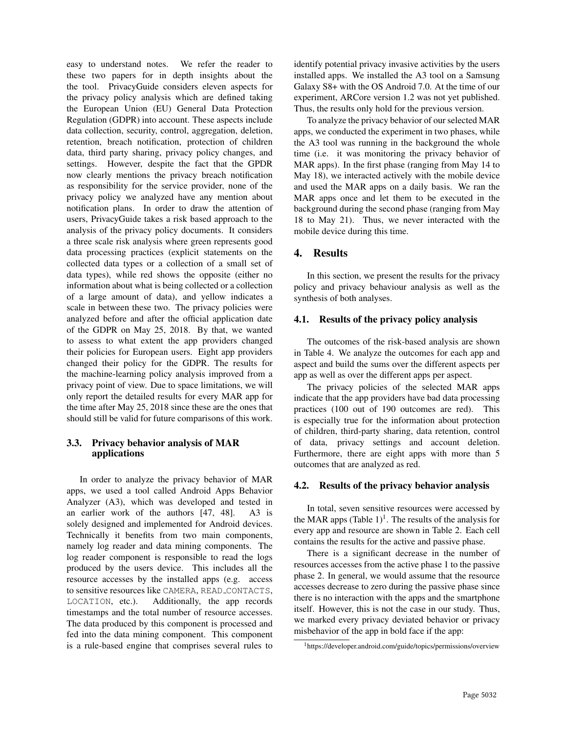easy to understand notes. We refer the reader to these two papers for in depth insights about the the tool. PrivacyGuide considers eleven aspects for the privacy policy analysis which are defined taking the European Union (EU) General Data Protection Regulation (GDPR) into account. These aspects include data collection, security, control, aggregation, deletion, retention, breach notification, protection of children data, third party sharing, privacy policy changes, and settings. However, despite the fact that the GPDR now clearly mentions the privacy breach notification as responsibility for the service provider, none of the privacy policy we analyzed have any mention about notification plans. In order to draw the attention of users, PrivacyGuide takes a risk based approach to the analysis of the privacy policy documents. It considers a three scale risk analysis where green represents good data processing practices (explicit statements on the collected data types or a collection of a small set of data types), while red shows the opposite (either no information about what is being collected or a collection of a large amount of data), and yellow indicates a scale in between these two. The privacy policies were analyzed before and after the official application date of the GDPR on May 25, 2018. By that, we wanted to assess to what extent the app providers changed their policies for European users. Eight app providers changed their policy for the GDPR. The results for the machine-learning policy analysis improved from a privacy point of view. Due to space limitations, we will only report the detailed results for every MAR app for the time after May 25, 2018 since these are the ones that should still be valid for future comparisons of this work.

### 3.3. Privacy behavior analysis of MAR applications

In order to analyze the privacy behavior of MAR apps, we used a tool called Android Apps Behavior Analyzer (A3), which was developed and tested in an earlier work of the authors [47, 48]. A3 is solely designed and implemented for Android devices. Technically it benefits from two main components, namely log reader and data mining components. The log reader component is responsible to read the logs produced by the users device. This includes all the resource accesses by the installed apps (e.g. access to sensitive resources like `CAMERA`, `READ_CONTACTS`, `LOCATION`, etc.). Additionally, the app records timestamps and the total number of resource accesses. The data produced by this component is processed and fed into the data mining component. This component is a rule-based engine that comprises several rules to identify potential privacy invasive activities by the users installed apps. We installed the A3 tool on a Samsung Galaxy S8+ with the OS Android 7.0. At the time of our experiment, ARCore version 1.2 was not yet published. Thus, the results only hold for the previous version.

To analyze the privacy behavior of our selected MAR apps, we conducted the experiment in two phases, while the A3 tool was running in the background the whole time (i.e. it was monitoring the privacy behavior of MAR apps). In the first phase (ranging from May 14 to May 18), we interacted actively with the mobile device and used the MAR apps on a daily basis. We ran the MAR apps once and let them to be executed in the background during the second phase (ranging from May 18 to May 21). Thus, we never interacted with the mobile device during this time.

## 4. Results

In this section, we present the results for the privacy policy and privacy behaviour analysis as well as the synthesis of both analyses.

### 4.1. Results of the privacy policy analysis

The outcomes of the risk-based analysis are shown in Table 4. We analyze the outcomes for each app and aspect and build the sums over the different aspects per app as well as over the different apps per aspect.

The privacy policies of the selected MAR apps indicate that the app providers have bad data processing practices (100 out of 190 outcomes are red). This is especially true for the information about protection of children, third-party sharing, data retention, control of data, privacy settings and account deletion. Furthermore, there are eight apps with more than 5 outcomes that are analyzed as red.

### 4.2. Results of the privacy behavior analysis

In total, seven sensitive resources were accessed by the MAR apps (Table 1)[1]. The results of the analysis for every app and resource are shown in Table 2. Each cell contains the results for the active and passive phase.

There is a significant decrease in the number of resources accesses from the active phase 1 to the passive phase 2. In general, we would assume that the resource accesses decrease to zero during the passive phase since there is no interaction with the apps and the smartphone itself. However, this is not the case in our study. Thus, we marked every privacy deviated behavior or privacy misbehavior of the app in bold face if the app:

[1] https://developer.android.com/guide/topics/permissions/overview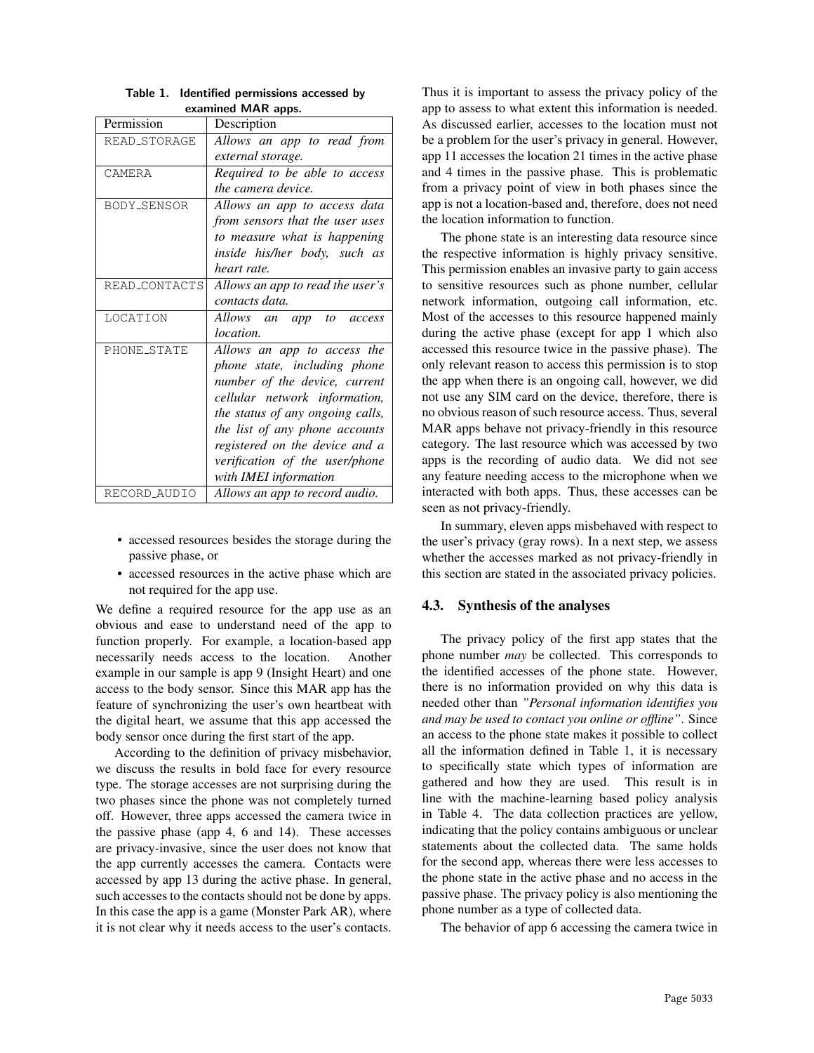Table 1. Identified permissions accessed by examined MAR apps.

| Permission | Description |
|---|---|
| READ_STORAGE | *Allows an app to read from external storage.* |
| CAMERA | *Required to be able to access the camera device.* |
| BODY_SENSOR | *Allows an app to access data from sensors that the user uses to measure what is happening inside his/her body, such as heart rate.* |
| READ_CONTACTS | *Allows an app to read the user's contacts data.* |
| LOCATION | *Allows an app to access location.* |
| PHONE_STATE | *Allows an app to access the phone state, including phone number of the device, current cellular network information, the status of any ongoing calls, the list of any phone accounts registered on the device and a verification of the user/phone with IMEI information* |
| RECORD_AUDIO | *Allows an app to record audio.* |

- accessed resources besides the storage during the passive phase, or
- accessed resources in the active phase which are not required for the app use.

We define a required resource for the app use as an obvious and ease to understand need of the app to function properly. For example, a location-based app necessarily needs access to the location. Another example in our sample is app 9 (Insight Heart) and one access to the body sensor. Since this MAR app has the feature of synchronizing the user's own heartbeat with the digital heart, we assume that this app accessed the body sensor once during the first start of the app.

According to the definition of privacy misbehavior, we discuss the results in bold face for every resource type. The storage accesses are not surprising during the two phases since the phone was not completely turned off. However, three apps accessed the camera twice in the passive phase (app 4, 6 and 14). These accesses are privacy-invasive, since the user does not know that the app currently accesses the camera. Contacts were accessed by app 13 during the active phase. In general, such accesses to the contacts should not be done by apps. In this case the app is a game (Monster Park AR), where it is not clear why it needs access to the user's contacts. Thus it is important to assess the privacy policy of the app to assess to what extent this information is needed. As discussed earlier, accesses to the location must not be a problem for the user's privacy in general. However, app 11 accesses the location 21 times in the active phase and 4 times in the passive phase. This is problematic from a privacy point of view in both phases since the app is not a location-based and, therefore, does not need the location information to function.

The phone state is an interesting data resource since the respective information is highly privacy sensitive. This permission enables an invasive party to gain access to sensitive resources such as phone number, cellular network information, outgoing call information, etc. Most of the accesses to this resource happened mainly during the active phase (except for app 1 which also accessed this resource twice in the passive phase). The only relevant reason to access this permission is to stop the app when there is an ongoing call, however, we did not use any SIM card on the device, therefore, there is no obvious reason of such resource access. Thus, several MAR apps behave not privacy-friendly in this resource category. The last resource which was accessed by two apps is the recording of audio data. We did not see any feature needing access to the microphone when we interacted with both apps. Thus, these accesses can be seen as not privacy-friendly.

In summary, eleven apps misbehaved with respect to the user's privacy (gray rows). In a next step, we assess whether the accesses marked as not privacy-friendly in this section are stated in the associated privacy policies.

### 4.3. Synthesis of the analyses

The privacy policy of the first app states that the phone number *may* be collected. This corresponds to the identified accesses of the phone state. However, there is no information provided on why this data is needed other than *"Personal information identifies you and may be used to contact you online or offline"*. Since an access to the phone state makes it possible to collect all the information defined in Table 1, it is necessary to specifically state which types of information are gathered and how they are used. This result is in line with the machine-learning based policy analysis in Table 4. The data collection practices are yellow, indicating that the policy contains ambiguous or unclear statements about the collected data. The same holds for the second app, whereas there were less accesses to the phone state in the active phase and no access in the passive phase. The privacy policy is also mentioning the phone number as a type of collected data.

The behavior of app 6 accessing the camera twice in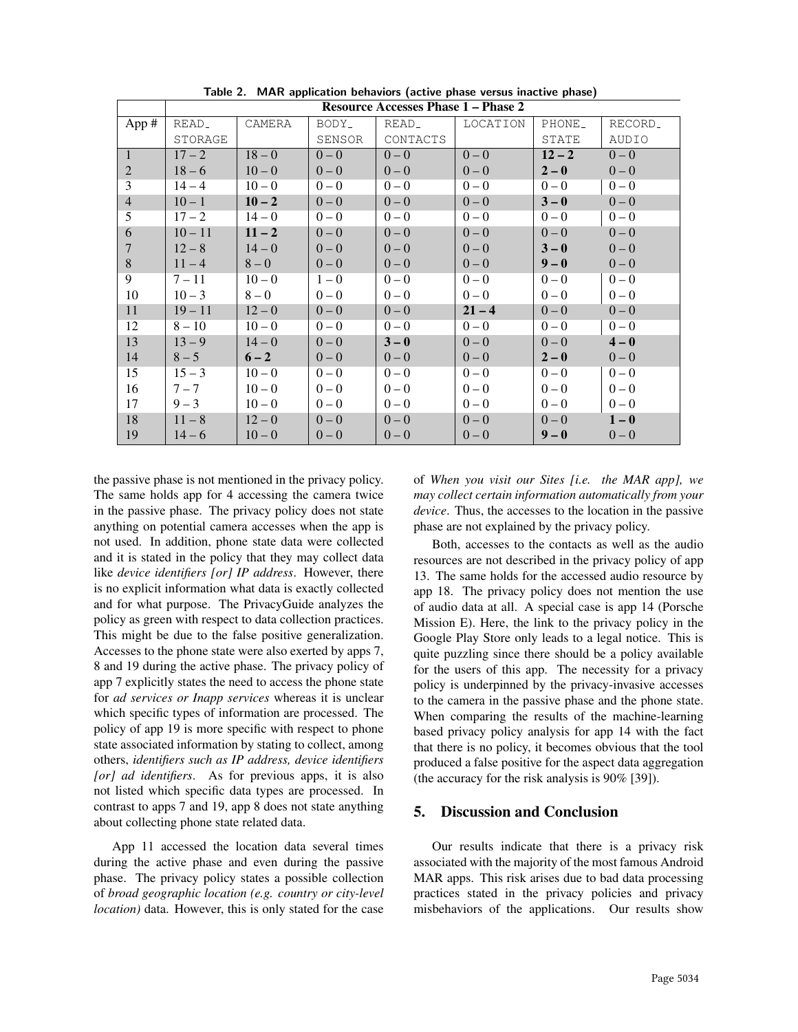Table 2. MAR application behaviors (active phase versus inactive phase)

| | Resource Accesses Phase 1 – Phase 2 | | | | | | |
|---|---|---|---|---|---|---|---|
| App # | READ_ STORAGE | CAMERA | BODY_ SENSOR | READ_ CONTACTS | LOCATION | PHONE_ STATE | RECORD_ AUDIO |
| 1 | 17 – 2 | 18 – 0 | 0 – 0 | 0 – 0 | 0 – 0 | **12 – 2** | 0 – 0 |
| 2 | 18 – 6 | 10 – 0 | 0 – 0 | 0 – 0 | 0 – 0 | **2 – 0** | 0 – 0 |
| 3 | 14 – 4 | 10 – 0 | 0 – 0 | 0 – 0 | 0 – 0 | 0 – 0 | 0 – 0 |
| 4 | 10 – 1 | **10 – 2** | 0 – 0 | 0 – 0 | 0 – 0 | **3 – 0** | 0 – 0 |
| 5 | 17 – 2 | 14 – 0 | 0 – 0 | 0 – 0 | 0 – 0 | 0 – 0 | 0 – 0 |
| 6 | 10 – 11 | **11 – 2** | 0 – 0 | 0 – 0 | 0 – 0 | 0 – 0 | 0 – 0 |
| 7 | 12 – 8 | 14 – 0 | 0 – 0 | 0 – 0 | 0 – 0 | **3 – 0** | 0 – 0 |
| 8 | 11 – 4 | 8 – 0 | 0 – 0 | 0 – 0 | 0 – 0 | **9 – 0** | 0 – 0 |
| 9 | 7 – 11 | 10 – 0 | 1 – 0 | 0 – 0 | 0 – 0 | 0 – 0 | 0 – 0 |
| 10 | 10 – 3 | 8 – 0 | 0 – 0 | 0 – 0 | 0 – 0 | 0 – 0 | 0 – 0 |
| 11 | 19 – 11 | 12 – 0 | 0 – 0 | 0 – 0 | **21 – 4** | 0 – 0 | 0 – 0 |
| 12 | 8 – 10 | 10 – 0 | 0 – 0 | 0 – 0 | 0 – 0 | 0 – 0 | 0 – 0 |
| 13 | 13 – 9 | 14 – 0 | 0 – 0 | **3 – 0** | 0 – 0 | 0 – 0 | **4 – 0** |
| 14 | 8 – 5 | **6 – 2** | 0 – 0 | 0 – 0 | 0 – 0 | **2 – 0** | 0 – 0 |
| 15 | 15 – 3 | 10 – 0 | 0 – 0 | 0 – 0 | 0 – 0 | 0 – 0 | 0 – 0 |
| 16 | 7 – 7 | 10 – 0 | 0 – 0 | 0 – 0 | 0 – 0 | 0 – 0 | 0 – 0 |
| 17 | 9 – 3 | 10 – 0 | 0 – 0 | 0 – 0 | 0 – 0 | 0 – 0 | 0 – 0 |
| 18 | 11 – 8 | 12 – 0 | 0 – 0 | 0 – 0 | 0 – 0 | 0 – 0 | **1 – 0** |
| 19 | 14 – 6 | 10 – 0 | 0 – 0 | 0 – 0 | 0 – 0 | **9 – 0** | 0 – 0 |

the passive phase is not mentioned in the privacy policy. The same holds app for 4 accessing the camera twice in the passive phase. The privacy policy does not state anything on potential camera accesses when the app is not used. In addition, phone state data were collected and it is stated in the policy that they may collect data like *device identifiers [or] IP address*. However, there is no explicit information what data is exactly collected and for what purpose. The PrivacyGuide analyzes the policy as green with respect to data collection practices. This might be due to the false positive generalization. Accesses to the phone state were also exerted by apps 7, 8 and 19 during the active phase. The privacy policy of app 7 explicitly states the need to access the phone state for *ad services or Inapp services* whereas it is unclear which specific types of information are processed. The policy of app 19 is more specific with respect to phone state associated information by stating to collect, among others, *identifiers such as IP address, device identifiers [or] ad identifiers*. As for previous apps, it is also not listed which specific data types are processed. In contrast to apps 7 and 19, app 8 does not state anything about collecting phone state related data.

App 11 accessed the location data several times during the active phase and even during the passive phase. The privacy policy states a possible collection of *broad geographic location (e.g. country or city-level location)* data. However, this is only stated for the case of *When you visit our Sites [i.e. the MAR app], we may collect certain information automatically from your device*. Thus, the accesses to the location in the passive phase are not explained by the privacy policy.

Both, accesses to the contacts as well as the audio resources are not described in the privacy policy of app 13. The same holds for the accessed audio resource by app 18. The privacy policy does not mention the use of audio data at all. A special case is app 14 (Porsche Mission E). Here, the link to the privacy policy in the Google Play Store only leads to a legal notice. This is quite puzzling since there should be a policy available for the users of this app. The necessity for a privacy policy is underpinned by the privacy-invasive accesses to the camera in the passive phase and the phone state. When comparing the results of the machine-learning based privacy policy analysis for app 14 with the fact that there is no policy, it becomes obvious that the tool produced a false positive for the aspect data aggregation (the accuracy for the risk analysis is 90% [39]).

## 5. Discussion and Conclusion

Our results indicate that there is a privacy risk associated with the majority of the most famous Android MAR apps. This risk arises due to bad data processing practices stated in the privacy policies and privacy misbehaviors of the applications. Our results show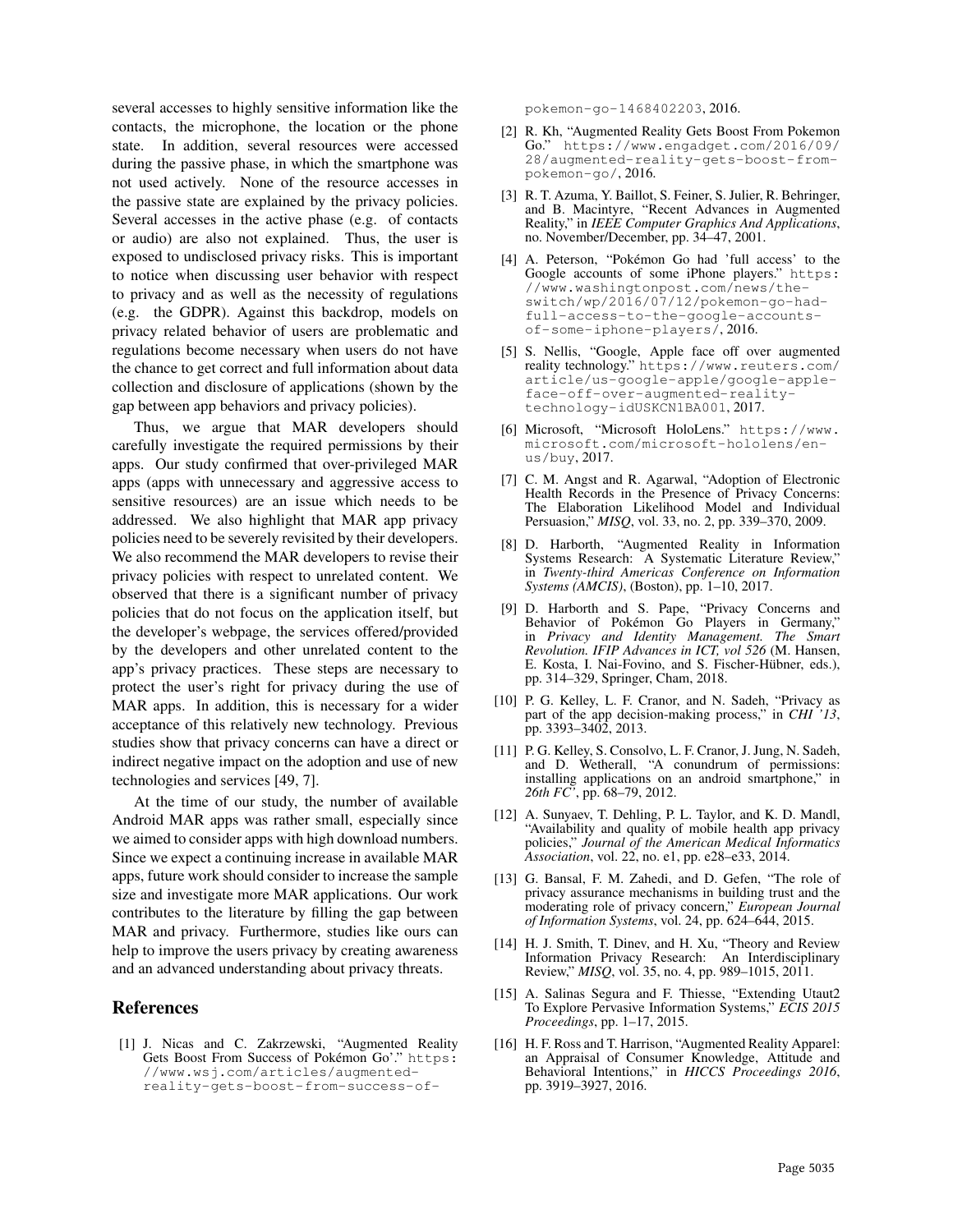several accesses to highly sensitive information like the contacts, the microphone, the location or the phone state. In addition, several resources were accessed during the passive phase, in which the smartphone was not used actively. None of the resource accesses in the passive state are explained by the privacy policies. Several accesses in the active phase (e.g. of contacts or audio) are also not explained. Thus, the user is exposed to undisclosed privacy risks. This is important to notice when discussing user behavior with respect to privacy and as well as the necessity of regulations (e.g. the GDPR). Against this backdrop, models on privacy related behavior of users are problematic and regulations become necessary when users do not have the chance to get correct and full information about data collection and disclosure of applications (shown by the gap between app behaviors and privacy policies).

Thus, we argue that MAR developers should carefully investigate the required permissions by their apps. Our study confirmed that over-privileged MAR apps (apps with unnecessary and aggressive access to sensitive resources) are an issue which needs to be addressed. We also highlight that MAR app privacy policies need to be severely revisited by their developers. We also recommend the MAR developers to revise their privacy policies with respect to unrelated content. We observed that there is a significant number of privacy policies that do not focus on the application itself, but the developer's webpage, the services offered/provided by the developers and other unrelated content to the app's privacy practices. These steps are necessary to protect the user's right for privacy during the use of MAR apps. In addition, this is necessary for a wider acceptance of this relatively new technology. Previous studies show that privacy concerns can have a direct or indirect negative impact on the adoption and use of new technologies and services [49, 7].

At the time of our study, the number of available Android MAR apps was rather small, especially since we aimed to consider apps with high download numbers. Since we expect a continuing increase in available MAR apps, future work should consider to increase the sample size and investigate more MAR applications. Our work contributes to the literature by filling the gap between MAR and privacy. Furthermore, studies like ours can help to improve the users privacy by creating awareness and an advanced understanding about privacy threats.

## References

[1] J. Nicas and C. Zakrzewski, "Augmented Reality Gets Boost From Success of Pokémon Go'." https://www.wsj.com/articles/augmented-reality-gets-boost-from-success-of-pokemon-go-1468402203, 2016.

[2] R. Kh, "Augmented Reality Gets Boost From Pokemon Go." https://www.engadget.com/2016/09/28/augmented-reality-gets-boost-from-pokemon-go/, 2016.

[3] R. T. Azuma, Y. Baillot, S. Feiner, S. Julier, R. Behringer, and B. Macintyre, "Recent Advances in Augmented Reality," in *IEEE Computer Graphics And Applications*, no. November/December, pp. 34–47, 2001.

[4] A. Peterson, "Pokémon Go had 'full access' to the Google accounts of some iPhone players." https://www.washingtonpost.com/news/the-switch/wp/2016/07/12/pokemon-go-had-full-access-to-the-google-accounts-of-some-iphone-players/, 2016.

[5] S. Nellis, "Google, Apple face off over augmented reality technology." https://www.reuters.com/article/us-google-apple/google-apple-face-off-over-augmented-reality-technology-idUSKCN1BA001, 2017.

[6] Microsoft, "Microsoft HoloLens." https://www.microsoft.com/microsoft-hololens/en-us/buy, 2017.

[7] C. M. Angst and R. Agarwal, "Adoption of Electronic Health Records in the Presence of Privacy Concerns: The Elaboration Likelihood Model and Individual Persuasion," *MISQ*, vol. 33, no. 2, pp. 339–370, 2009.

[8] D. Harborth, "Augmented Reality in Information Systems Research: A Systematic Literature Review," in *Twenty-third Americas Conference on Information Systems (AMCIS)*, (Boston), pp. 1–10, 2017.

[9] D. Harborth and S. Pape, "Privacy Concerns and Behavior of Pokémon Go Players in Germany," in *Privacy and Identity Management. The Smart Revolution. IFIP Advances in ICT, vol 526* (M. Hansen, E. Kosta, I. Nai-Fovino, and S. Fischer-Hübner, eds.), pp. 314–329, Springer, Cham, 2018.

[10] P. G. Kelley, L. F. Cranor, and N. Sadeh, "Privacy as part of the app decision-making process," in *CHI '13*, pp. 3393–3402, 2013.

[11] P. G. Kelley, S. Consolvo, L. F. Cranor, J. Jung, N. Sadeh, and D. Wetherall, "A conundrum of permissions: installing applications on an android smartphone," in *26th FC'*, pp. 68–79, 2012.

[12] A. Sunyaev, T. Dehling, P. L. Taylor, and K. D. Mandl, "Availability and quality of mobile health app privacy policies," *Journal of the American Medical Informatics Association*, vol. 22, no. e1, pp. e28–e33, 2014.

[13] G. Bansal, F. M. Zahedi, and D. Gefen, "The role of privacy assurance mechanisms in building trust and the moderating role of privacy concern," *European Journal of Information Systems*, vol. 24, pp. 624–644, 2015.

[14] H. J. Smith, T. Dinev, and H. Xu, "Theory and Review Information Privacy Research: An Interdisciplinary Review," *MISQ*, vol. 35, no. 4, pp. 989–1015, 2011.

[15] A. Salinas Segura and F. Thiesse, "Extending Utaut2 To Explore Pervasive Information Systems," *ECIS 2015 Proceedings*, pp. 1–17, 2015.

[16] H. F. Ross and T. Harrison, "Augmented Reality Apparel: an Appraisal of Consumer Knowledge, Attitude and Behavioral Intentions," in *HICCS Proceedings 2016*, pp. 3919–3927, 2016.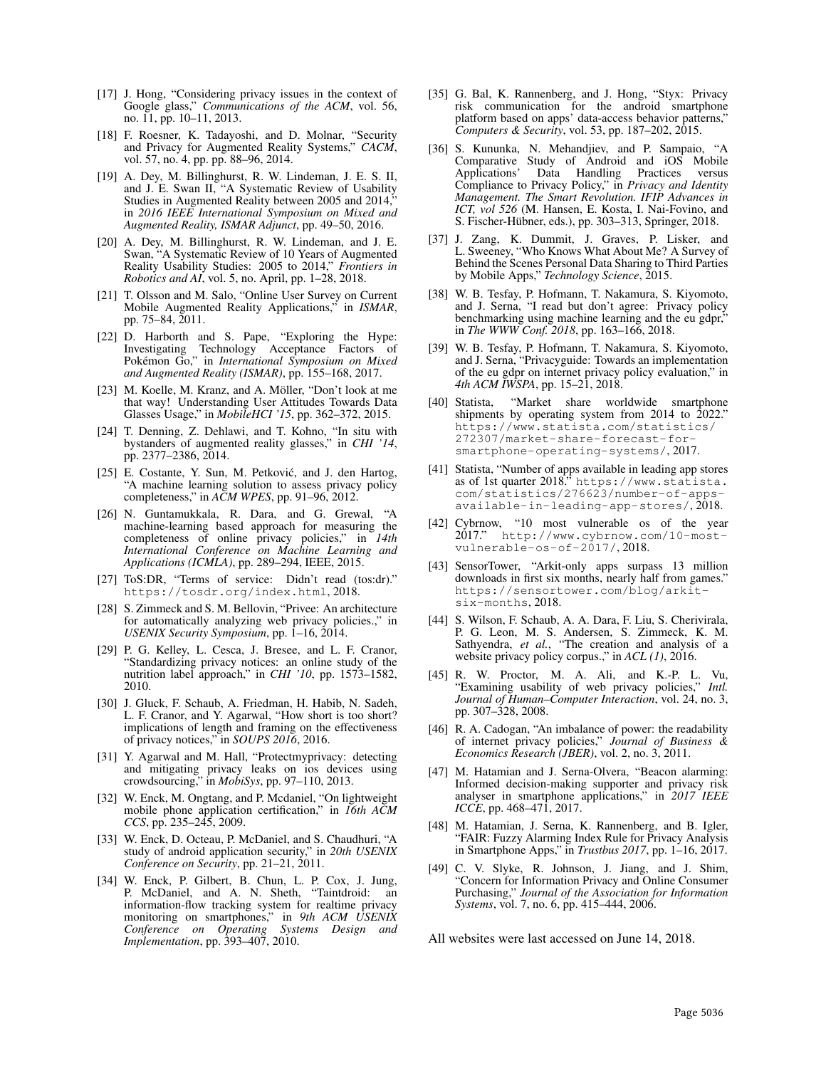[17] J. Hong, "Considering privacy issues in the context of Google glass," *Communications of the ACM*, vol. 56, no. 11, pp. 10–11, 2013.

[18] F. Roesner, K. Tadayoshi, and D. Molnar, "Security and Privacy for Augmented Reality Systems," *CACM*, vol. 57, no. 4, pp. pp. 88–96, 2014.

[19] A. Dey, M. Billinghurst, R. W. Lindeman, J. E. S. II, and J. E. Swan II, "A Systematic Review of Usability Studies in Augmented Reality between 2005 and 2014," in *2016 IEEE International Symposium on Mixed and Augmented Reality, ISMAR Adjunct*, pp. 49–50, 2016.

[20] A. Dey, M. Billinghurst, R. W. Lindeman, and J. E. Swan, "A Systematic Review of 10 Years of Augmented Reality Usability Studies: 2005 to 2014," *Frontiers in Robotics and AI*, vol. 5, no. April, pp. 1–28, 2018.

[21] T. Olsson and M. Salo, "Online User Survey on Current Mobile Augmented Reality Applications," in *ISMAR*, pp. 75–84, 2011.

[22] D. Harborth and S. Pape, "Exploring the Hype: Investigating Technology Acceptance Factors of Pokémon Go," in *International Symposium on Mixed and Augmented Reality (ISMAR)*, pp. 155–168, 2017.

[23] M. Koelle, M. Kranz, and A. Möller, "Don't look at me that way! Understanding User Attitudes Towards Data Glasses Usage," in *MobileHCI '15*, pp. 362–372, 2015.

[24] T. Denning, Z. Dehlawi, and T. Kohno, "In situ with bystanders of augmented reality glasses," in *CHI '14*, pp. 2377–2386, 2014.

[25] E. Costante, Y. Sun, M. Petković, and J. den Hartog, "A machine learning solution to assess privacy policy completeness," in *ACM WPES*, pp. 91–96, 2012.

[26] N. Guntamukkala, R. Dara, and G. Grewal, "A machine-learning based approach for measuring the completeness of online privacy policies," in *14th International Conference on Machine Learning and Applications (ICMLA)*, pp. 289–294, IEEE, 2015.

[27] ToS:DR, "Terms of service: Didn't read (tos:dr)." `https://tosdr.org/index.html`, 2018.

[28] S. Zimmeck and S. M. Bellovin, "Privee: An architecture for automatically analyzing web privacy policies.," in *USENIX Security Symposium*, pp. 1–16, 2014.

[29] P. G. Kelley, L. Cesca, J. Bresee, and L. F. Cranor, "Standardizing privacy notices: an online study of the nutrition label approach," in *CHI '10*, pp. 1573–1582, 2010.

[30] J. Gluck, F. Schaub, A. Friedman, H. Habib, N. Sadeh, L. F. Cranor, and Y. Agarwal, "How short is too short? implications of length and framing on the effectiveness of privacy notices," in *SOUPS 2016*, 2016.

[31] Y. Agarwal and M. Hall, "Protectmyprivacy: detecting and mitigating privacy leaks on ios devices using crowdsourcing," in *MobiSys*, pp. 97–110, 2013.

[32] W. Enck, M. Ongtang, and P. Mcdaniel, "On lightweight mobile phone application certification," in *16th ACM CCS*, pp. 235–245, 2009.

[33] W. Enck, D. Octeau, P. McDaniel, and S. Chaudhuri, "A study of android application security," in *20th USENIX Conference on Security*, pp. 21–21, 2011.

[34] W. Enck, P. Gilbert, B. Chun, L. P. Cox, J. Jung, P. McDaniel, and A. N. Sheth, "Taintdroid: an information-flow tracking system for realtime privacy monitoring on smartphones," in *9th ACM USENIX Conference on Operating Systems Design and Implementation*, pp. 393–407, 2010.

[35] G. Bal, K. Rannenberg, and J. Hong, "Styx: Privacy risk communication for the android smartphone platform based on apps' data-access behavior patterns," *Computers & Security*, vol. 53, pp. 187–202, 2015.

[36] S. Kununka, N. Mehandjiev, and P. Sampaio, "A Comparative Study of Android and iOS Mobile Applications' Data Handling Practices versus Compliance to Privacy Policy," in *Privacy and Identity Management. The Smart Revolution. IFIP Advances in ICT, vol 526* (M. Hansen, E. Kosta, I. Nai-Fovino, and S. Fischer-Hübner, eds.), pp. 303–313, Springer, 2018.

[37] J. Zang, K. Dummit, J. Graves, P. Lisker, and L. Sweeney, "Who Knows What About Me? A Survey of Behind the Scenes Personal Data Sharing to Third Parties by Mobile Apps," *Technology Science*, 2015.

[38] W. B. Tesfay, P. Hofmann, T. Nakamura, S. Kiyomoto, and J. Serna, "I read but don't agree: Privacy policy benchmarking using machine learning and the eu gdpr," in *The WWW Conf. 2018*, pp. 163–166, 2018.

[39] W. B. Tesfay, P. Hofmann, T. Nakamura, S. Kiyomoto, and J. Serna, "Privacyguide: Towards an implementation of the eu gdpr on internet privacy policy evaluation," in *4th ACM IWSPA*, pp. 15–21, 2018.

[40] Statista, "Market share worldwide smartphone shipments by operating system from 2014 to 2022." `https://www.statista.com/statistics/272307/market-share-forecast-for-smartphone-operating-systems/`, 2017.

[41] Statista, "Number of apps available in leading app stores as of 1st quarter 2018." `https://www.statista.com/statistics/276623/number-of-apps-available-in-leading-app-stores/`, 2018.

[42] Cybrnow, "10 most vulnerable os of the year 2017." `http://www.cybrnow.com/10-most-vulnerable-os-of-2017/`, 2018.

[43] SensorTower, "Arkit-only apps surpass 13 million downloads in first six months, nearly half from games." `https://sensortower.com/blog/arkit-six-months`, 2018.

[44] S. Wilson, F. Schaub, A. A. Dara, F. Liu, S. Cherivirala, P. G. Leon, M. S. Andersen, S. Zimmeck, K. M. Sathyendra, *et al.*, "The creation and analysis of a website privacy policy corpus.," in *ACL (1)*, 2016.

[45] R. W. Proctor, M. A. Ali, and K.-P. L. Vu, "Examining usability of web privacy policies," *Intl. Journal of Human–Computer Interaction*, vol. 24, no. 3, pp. 307–328, 2008.

[46] R. A. Cadogan, "An imbalance of power: the readability of internet privacy policies," *Journal of Business & Economics Research (JBER)*, vol. 2, no. 3, 2011.

[47] M. Hatamian and J. Serna-Olvera, "Beacon alarming: Informed decision-making supporter and privacy risk analyser in smartphone applications," in *2017 IEEE ICCE*, pp. 468–471, 2017.

[48] M. Hatamian, J. Serna, K. Rannenberg, and B. Igler, "FAIR: Fuzzy Alarming Index Rule for Privacy Analysis in Smartphone Apps," in *Trustbus 2017*, pp. 1–16, 2017.

[49] C. V. Slyke, R. Johnson, J. Jiang, and J. Shim, "Concern for Information Privacy and Online Consumer Purchasing," *Journal of the Association for Information Systems*, vol. 7, no. 6, pp. 415–444, 2006.

All websites were last accessed on June 14, 2018.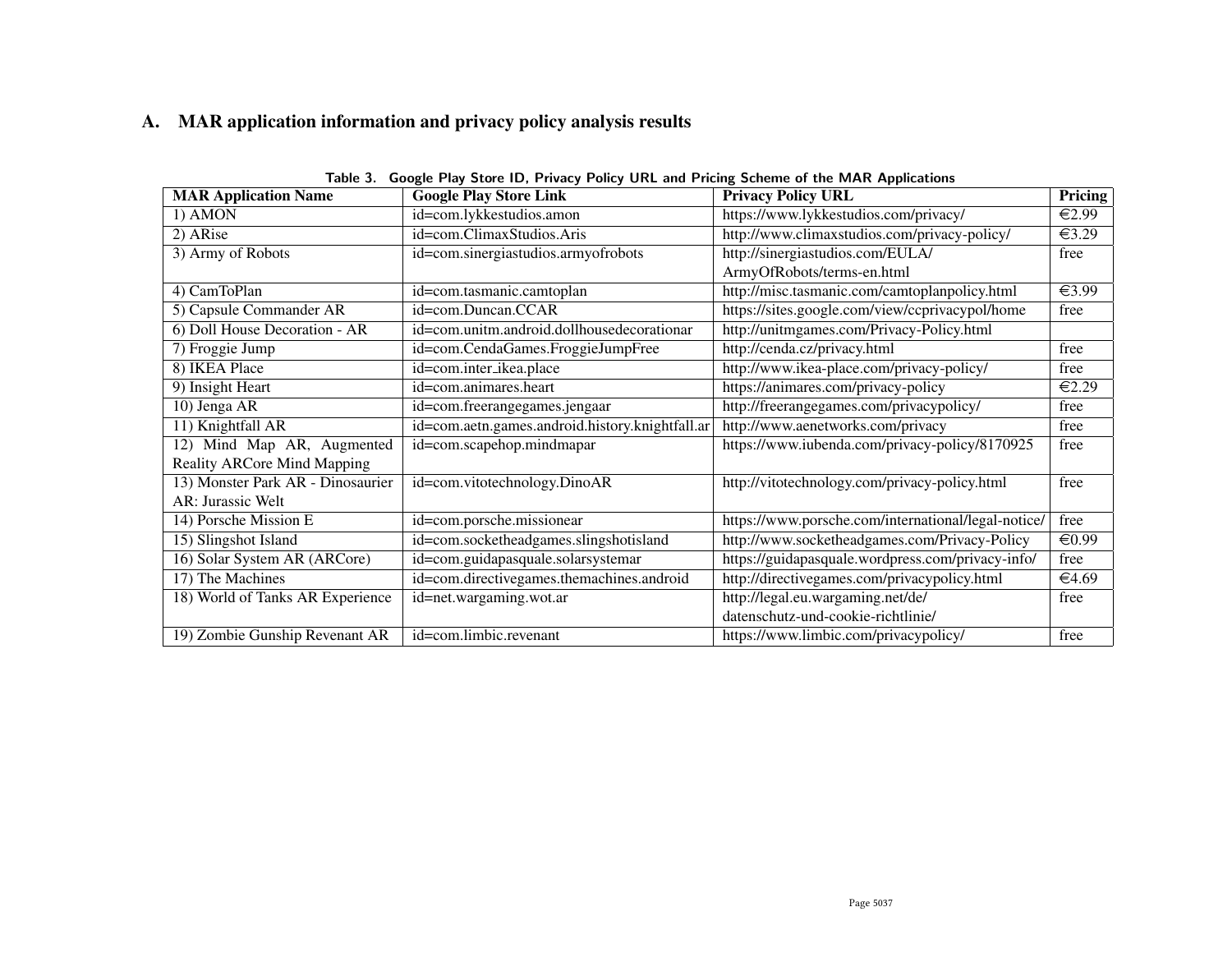## A. MAR application information and privacy policy analysis results

Table 3. Google Play Store ID, Privacy Policy URL and Pricing Scheme of the MAR Applications

| MAR Application Name | Google Play Store Link | Privacy Policy URL | Pricing |
|---|---|---|---|
| 1) AMON | id=com.lykkestudios.amon | https://www.lykkestudios.com/privacy/ | €2.99 |
| 2) ARise | id=com.ClimaxStudios.Aris | http://www.climaxstudios.com/privacy-policy/ | €3.29 |
| 3) Army of Robots | id=com.sinergiastudios.armyofrobots | http://sinergiastudios.com/EULA/ArmyOfRobots/terms-en.html | free |
| 4) CamToPlan | id=com.tasmanic.camtoplan | http://misc.tasmanic.com/camtoplanpolicy.html | €3.99 |
| 5) Capsule Commander AR | id=com.Duncan.CCAR | https://sites.google.com/view/ccprivacypol/home | free |
| 6) Doll House Decoration - AR | id=com.unitm.android.dollhousedecorationar | http://unitmgames.com/Privacy-Policy.html | |
| 7) Froggie Jump | id=com.CendaGames.FroggieJumpFree | http://cenda.cz/privacy.html | free |
| 8) IKEA Place | id=com.inter_ikea.place | http://www.ikea-place.com/privacy-policy/ | free |
| 9) Insight Heart | id=com.animares.heart | https://animares.com/privacy-policy | €2.29 |
| 10) Jenga AR | id=com.freerangegames.jengaar | http://freerangegames.com/privacypolicy/ | free |
| 11) Knightfall AR | id=com.aetn.games.android.history.knightfall.ar | http://www.aenetworks.com/privacy | free |
| 12) Mind Map AR, Augmented Reality ARCore Mind Mapping | id=com.scapehop.mindmapar | https://www.iubenda.com/privacy-policy/8170925 | free |
| 13) Monster Park AR - Dinosaurier AR: Jurassic Welt | id=com.vitotechnology.DinoAR | http://vitotechnology.com/privacy-policy.html | free |
| 14) Porsche Mission E | id=com.porsche.missionear | https://www.porsche.com/international/legal-notice/ | free |
| 15) Slingshot Island | id=com.socketheadgames.slingshotisland | http://www.socketheadgames.com/Privacy-Policy | €0.99 |
| 16) Solar System AR (ARCore) | id=com.guidapasquale.solarsystemar | https://guidapasquale.wordpress.com/privacy-info/ | free |
| 17) The Machines | id=com.directivegames.themachines.android | http://directivegames.com/privacypolicy.html | €4.69 |
| 18) World of Tanks AR Experience | id=net.wargaming.wot.ar | http://legal.eu.wargaming.net/de/datenschutz-und-cookie-richtlinie/ | free |
| 19) Zombie Gunship Revenant AR | id=com.limbic.revenant | https://www.limbic.com/privacypolicy/ | free |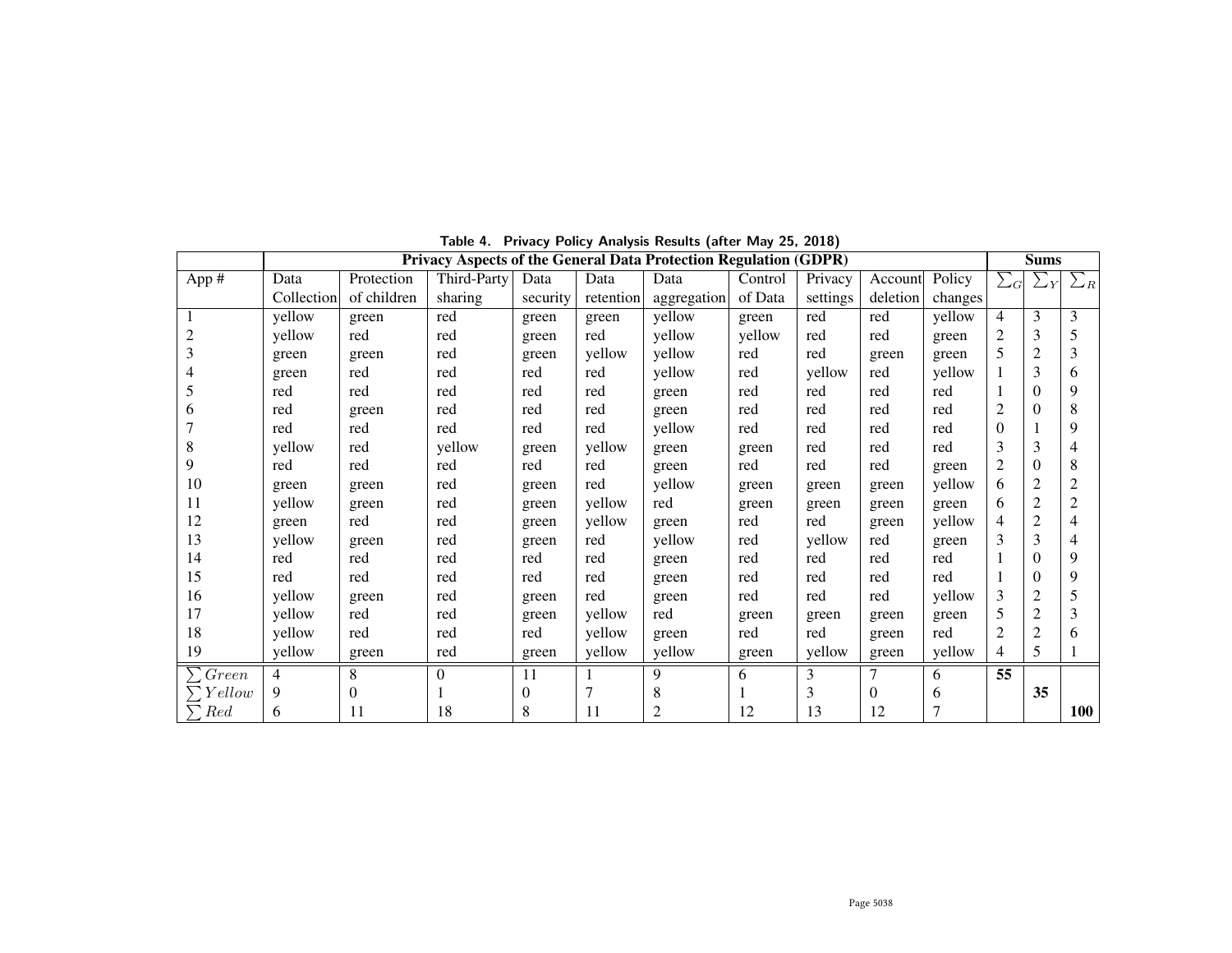Table 4. Privacy Policy Analysis Results (after May 25, 2018)

| | Privacy Aspects of the General Data Protection Regulation (GDPR) | | | | | | | | | | Sums | | |
|---|---|---|---|---|---|---|---|---|---|---|---|---|---|
| App # | Data Collection | Protection of children | Third-Party sharing | Data security | Data retention | Data aggregation | Control of Data | Privacy settings | Account deletion | Policy changes | $\sum_G$ | $\sum_Y$ | $\sum_R$ |
| 1 | yellow | green | red | green | green | yellow | green | red | red | yellow | 4 | 3 | 3 |
| 2 | yellow | red | red | green | red | yellow | yellow | red | red | green | 2 | 3 | 5 |
| 3 | green | green | red | green | yellow | yellow | red | red | green | green | 5 | 2 | 3 |
| 4 | green | red | red | red | red | yellow | red | yellow | red | yellow | 1 | 3 | 6 |
| 5 | red | red | red | red | red | green | red | red | red | red | 1 | 0 | 9 |
| 6 | red | green | red | red | red | green | red | red | red | red | 2 | 0 | 8 |
| 7 | red | red | red | red | red | yellow | red | red | red | red | 0 | 1 | 9 |
| 8 | yellow | red | yellow | green | yellow | green | green | red | red | red | 3 | 3 | 4 |
| 9 | red | red | red | red | red | green | red | red | red | green | 2 | 0 | 8 |
| 10 | green | green | red | green | red | yellow | green | green | green | yellow | 6 | 2 | 2 |
| 11 | yellow | green | red | green | yellow | red | green | green | green | green | 6 | 2 | 2 |
| 12 | green | red | red | green | yellow | green | red | red | green | yellow | 4 | 2 | 4 |
| 13 | yellow | green | red | green | red | yellow | red | yellow | red | green | 3 | 3 | 4 |
| 14 | red | red | red | red | red | green | red | red | red | red | 1 | 0 | 9 |
| 15 | red | red | red | red | red | green | red | red | red | red | 1 | 0 | 9 |
| 16 | yellow | green | red | green | red | green | red | red | red | yellow | 3 | 2 | 5 |
| 17 | yellow | red | red | green | yellow | red | green | green | green | green | 5 | 2 | 3 |
| 18 | yellow | red | red | red | yellow | green | red | red | green | red | 2 | 2 | 6 |
| 19 | yellow | green | red | green | yellow | yellow | green | yellow | green | yellow | 4 | 5 | 1 |
| $\sum Green$ | 4 | 8 | 0 | 11 | 1 | 9 | 6 | 3 | 7 | 6 | **55** | | |
| $\sum Yellow$ | 9 | 0 | 1 | 0 | 7 | 8 | 1 | 3 | 0 | 6 | | **35** | |
| $\sum Red$ | 6 | 11 | 18 | 8 | 11 | 2 | 12 | 13 | 12 | 7 | | | **100** |